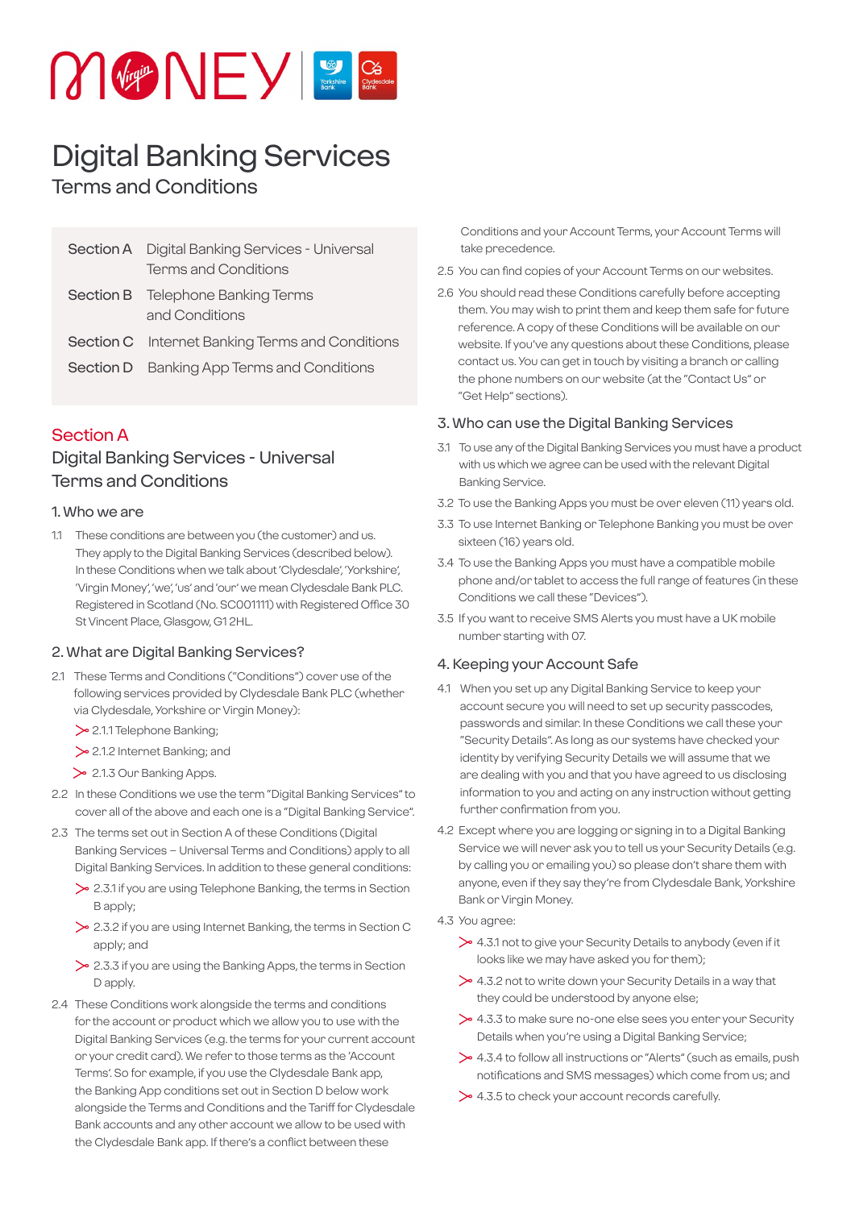# Digital Banking Services

## Terms and Conditions

| | |
|---|---|
| Section A | Digital Banking Services - Universal Terms and Conditions |
| Section B | Telephone Banking Terms and Conditions |
| Section C | Internet Banking Terms and Conditions |
| Section D | Banking App Terms and Conditions |

## Section A

## Digital Banking Services - Universal Terms and Conditions

### 1. Who we are

1.1 These conditions are between you (the customer) and us. They apply to the Digital Banking Services (described below). In these Conditions when we talk about 'Clydesdale', 'Yorkshire', 'Virgin Money', 'we', 'us' and 'our' we mean Clydesdale Bank PLC. Registered in Scotland (No. SC001111) with Registered Office 30 St Vincent Place, Glasgow, G1 2HL.

### 2. What are Digital Banking Services?

2.1 These Terms and Conditions ("Conditions") cover use of the following services provided by Clydesdale Bank PLC (whether via Clydesdale, Yorkshire or Virgin Money):

- 2.1.1 Telephone Banking;
- 2.1.2 Internet Banking; and
- 2.1.3 Our Banking Apps.

2.2 In these Conditions we use the term "Digital Banking Services" to cover all of the above and each one is a "Digital Banking Service".

2.3 The terms set out in Section A of these Conditions (Digital Banking Services – Universal Terms and Conditions) apply to all Digital Banking Services. In addition to these general conditions:

- 2.3.1 if you are using Telephone Banking, the terms in Section B apply;
- 2.3.2 if you are using Internet Banking, the terms in Section C apply; and
- 2.3.3 if you are using the Banking Apps, the terms in Section D apply.

2.4 These Conditions work alongside the terms and conditions for the account or product which we allow you to use with the Digital Banking Services (e.g. the terms for your current account or your credit card). We refer to those terms as the 'Account Terms'. So for example, if you use the Clydesdale Bank app, the Banking App conditions set out in Section D below work alongside the Terms and Conditions and the Tariff for Clydesdale Bank accounts and any other account we allow to be used with the Clydesdale Bank app. If there's a conflict between these Conditions and your Account Terms, your Account Terms will take precedence.

2.5 You can find copies of your Account Terms on our websites.

2.6 You should read these Conditions carefully before accepting them. You may wish to print them and keep them safe for future reference. A copy of these Conditions will be available on our website. If you've any questions about these Conditions, please contact us. You can get in touch by visiting a branch or calling the phone numbers on our website (at the "Contact Us" or "Get Help" sections).

### 3. Who can use the Digital Banking Services

3.1 To use any of the Digital Banking Services you must have a product with us which we agree can be used with the relevant Digital Banking Service.

3.2 To use the Banking Apps you must be over eleven (11) years old.

3.3 To use Internet Banking or Telephone Banking you must be over sixteen (16) years old.

3.4 To use the Banking Apps you must have a compatible mobile phone and/or tablet to access the full range of features (in these Conditions we call these "Devices").

3.5 If you want to receive SMS Alerts you must have a UK mobile number starting with 07.

### 4. Keeping your Account Safe

4.1 When you set up any Digital Banking Service to keep your account secure you will need to set up security passcodes, passwords and similar. In these Conditions we call these your "Security Details". As long as our systems have checked your identity by verifying Security Details we will assume that we are dealing with you and that you have agreed to us disclosing information to you and acting on any instruction without getting further confirmation from you.

4.2 Except where you are logging or signing in to a Digital Banking Service we will never ask you to tell us your Security Details (e.g. by calling you or emailing you) so please don't share them with anyone, even if they say they're from Clydesdale Bank, Yorkshire Bank or Virgin Money.

4.3 You agree:

- 4.3.1 not to give your Security Details to anybody (even if it looks like we may have asked you for them);
- 4.3.2 not to write down your Security Details in a way that they could be understood by anyone else;
- 4.3.3 to make sure no-one else sees you enter your Security Details when you're using a Digital Banking Service;
- 4.3.4 to follow all instructions or "Alerts" (such as emails, push notifications and SMS messages) which come from us; and
- 4.3.5 to check your account records carefully.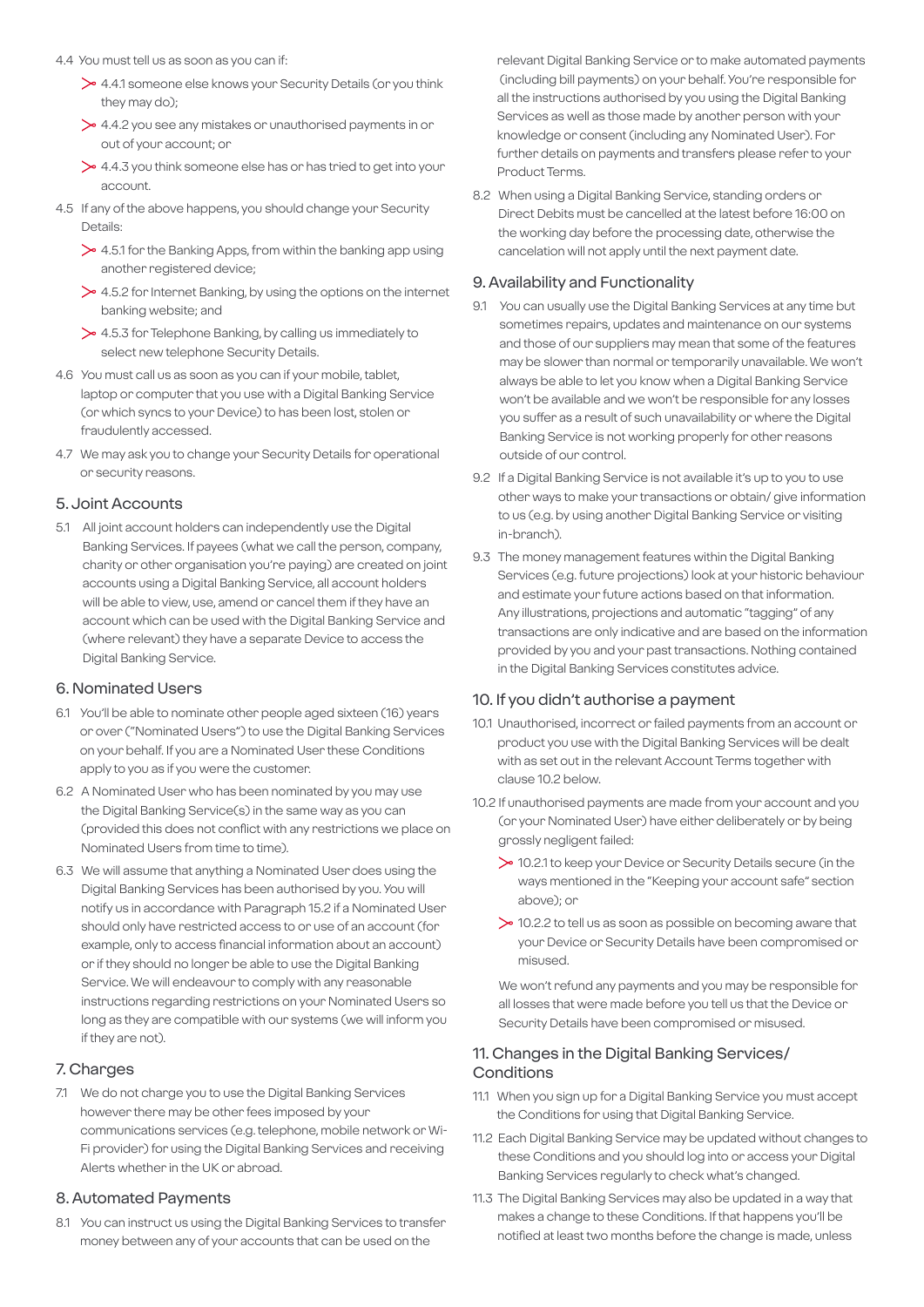4.4 You must tell us as soon as you can if:

- 4.4.1 someone else knows your Security Details (or you think they may do);
- 4.4.2 you see any mistakes or unauthorised payments in or out of your account; or
- 4.4.3 you think someone else has or has tried to get into your account.

4.5 If any of the above happens, you should change your Security Details:

- 4.5.1 for the Banking Apps, from within the banking app using another registered device;
- 4.5.2 for Internet Banking, by using the options on the internet banking website; and
- 4.5.3 for Telephone Banking, by calling us immediately to select new telephone Security Details.

4.6 You must call us as soon as you can if your mobile, tablet, laptop or computer that you use with a Digital Banking Service (or which syncs to your Device) to has been lost, stolen or fraudulently accessed.

4.7 We may ask you to change your Security Details for operational or security reasons.

## 5. Joint Accounts

5.1 All joint account holders can independently use the Digital Banking Services. If payees (what we call the person, company, charity or other organisation you're paying) are created on joint accounts using a Digital Banking Service, all account holders will be able to view, use, amend or cancel them if they have an account which can be used with the Digital Banking Service and (where relevant) they have a separate Device to access the Digital Banking Service.

## 6. Nominated Users

6.1 You'll be able to nominate other people aged sixteen (16) years or over ("Nominated Users") to use the Digital Banking Services on your behalf. If you are a Nominated User these Conditions apply to you as if you were the customer.

6.2 A Nominated User who has been nominated by you may use the Digital Banking Service(s) in the same way as you can (provided this does not conflict with any restrictions we place on Nominated Users from time to time).

6.3 We will assume that anything a Nominated User does using the Digital Banking Services has been authorised by you. You will notify us in accordance with Paragraph 15.2 if a Nominated User should only have restricted access to or use of an account (for example, only to access financial information about an account) or if they should no longer be able to use the Digital Banking Service. We will endeavour to comply with any reasonable instructions regarding restrictions on your Nominated Users so long as they are compatible with our systems (we will inform you if they are not).

## 7. Charges

7.1 We do not charge you to use the Digital Banking Services however there may be other fees imposed by your communications services (e.g. telephone, mobile network or Wi-Fi provider) for using the Digital Banking Services and receiving Alerts whether in the UK or abroad.

## 8. Automated Payments

8.1 You can instruct us using the Digital Banking Services to transfer money between any of your accounts that can be used on the relevant Digital Banking Service or to make automated payments (including bill payments) on your behalf. You're responsible for all the instructions authorised by you using the Digital Banking Services as well as those made by another person with your knowledge or consent (including any Nominated User). For further details on payments and transfers please refer to your Product Terms.

8.2 When using a Digital Banking Service, standing orders or Direct Debits must be cancelled at the latest before 16:00 on the working day before the processing date, otherwise the cancelation will not apply until the next payment date.

## 9. Availability and Functionality

9.1 You can usually use the Digital Banking Services at any time but sometimes repairs, updates and maintenance on our systems and those of our suppliers may mean that some of the features may be slower than normal or temporarily unavailable. We won't always be able to let you know when a Digital Banking Service won't be available and we won't be responsible for any losses you suffer as a result of such unavailability or where the Digital Banking Service is not working properly for other reasons outside of our control.

9.2 If a Digital Banking Service is not available it's up to you to use other ways to make your transactions or obtain/ give information to us (e.g. by using another Digital Banking Service or visiting in-branch).

9.3 The money management features within the Digital Banking Services (e.g. future projections) look at your historic behaviour and estimate your future actions based on that information. Any illustrations, projections and automatic "tagging" of any transactions are only indicative and are based on the information provided by you and your past transactions. Nothing contained in the Digital Banking Services constitutes advice.

## 10. If you didn't authorise a payment

10.1 Unauthorised, incorrect or failed payments from an account or product you use with the Digital Banking Services will be dealt with as set out in the relevant Account Terms together with clause 10.2 below.

10.2 If unauthorised payments are made from your account and you (or your Nominated User) have either deliberately or by being grossly negligent failed:

- 10.2.1 to keep your Device or Security Details secure (in the ways mentioned in the "Keeping your account safe" section above); or
- 10.2.2 to tell us as soon as possible on becoming aware that your Device or Security Details have been compromised or misused.

We won't refund any payments and you may be responsible for all losses that were made before you tell us that the Device or Security Details have been compromised or misused.

## 11. Changes in the Digital Banking Services/ Conditions

11.1 When you sign up for a Digital Banking Service you must accept the Conditions for using that Digital Banking Service.

11.2 Each Digital Banking Service may be updated without changes to these Conditions and you should log into or access your Digital Banking Services regularly to check what's changed.

11.3 The Digital Banking Services may also be updated in a way that makes a change to these Conditions. If that happens you'll be notified at least two months before the change is made, unless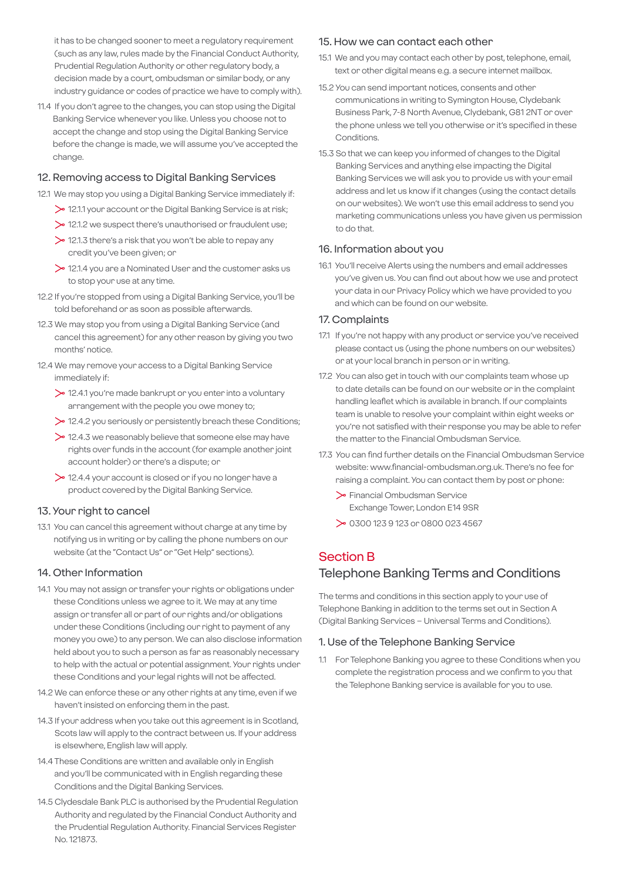it has to be changed sooner to meet a regulatory requirement (such as any law, rules made by the Financial Conduct Authority, Prudential Regulation Authority or other regulatory body, a decision made by a court, ombudsman or similar body, or any industry guidance or codes of practice we have to comply with).

11.4 If you don't agree to the changes, you can stop using the Digital Banking Service whenever you like. Unless you choose not to accept the change and stop using the Digital Banking Service before the change is made, we will assume you've accepted the change.

### 12. Removing access to Digital Banking Services

12.1 We may stop you using a Digital Banking Service immediately if:

- 12.1.1 your account or the Digital Banking Service is at risk;
- 12.1.2 we suspect there's unauthorised or fraudulent use;
- 12.1.3 there's a risk that you won't be able to repay any credit you've been given; or
- 12.1.4 you are a Nominated User and the customer asks us to stop your use at any time.

12.2 If you're stopped from using a Digital Banking Service, you'll be told beforehand or as soon as possible afterwards.

12.3 We may stop you from using a Digital Banking Service (and cancel this agreement) for any other reason by giving you two months' notice.

12.4 We may remove your access to a Digital Banking Service immediately if:

- 12.4.1 you're made bankrupt or you enter into a voluntary arrangement with the people you owe money to;
- 12.4.2 you seriously or persistently breach these Conditions;
- 12.4.3 we reasonably believe that someone else may have rights over funds in the account (for example another joint account holder) or there's a dispute; or
- 12.4.4 your account is closed or if you no longer have a product covered by the Digital Banking Service.

### 13. Your right to cancel

13.1 You can cancel this agreement without charge at any time by notifying us in writing or by calling the phone numbers on our website (at the "Contact Us" or "Get Help" sections).

### 14. Other Information

14.1 You may not assign or transfer your rights or obligations under these Conditions unless we agree to it. We may at any time assign or transfer all or part of our rights and/or obligations under these Conditions (including our right to payment of any money you owe) to any person. We can also disclose information held about you to such a person as far as reasonably necessary to help with the actual or potential assignment. Your rights under these Conditions and your legal rights will not be affected.

14.2 We can enforce these or any other rights at any time, even if we haven't insisted on enforcing them in the past.

14.3 If your address when you take out this agreement is in Scotland, Scots law will apply to the contract between us. If your address is elsewhere, English law will apply.

14.4 These Conditions are written and available only in English and you'll be communicated with in English regarding these Conditions and the Digital Banking Services.

14.5 Clydesdale Bank PLC is authorised by the Prudential Regulation Authority and regulated by the Financial Conduct Authority and the Prudential Regulation Authority. Financial Services Register No. 121873.

### 15. How we can contact each other

15.1 We and you may contact each other by post, telephone, email, text or other digital means e.g. a secure internet mailbox.

15.2 You can send important notices, consents and other communications in writing to Symington House, Clydebank Business Park, 7-8 North Avenue, Clydebank, G81 2NT or over the phone unless we tell you otherwise or it's specified in these Conditions.

15.3 So that we can keep you informed of changes to the Digital Banking Services and anything else impacting the Digital Banking Services we will ask you to provide us with your email address and let us know if it changes (using the contact details on our websites). We won't use this email address to send you marketing communications unless you have given us permission to do that.

### 16. Information about you

16.1 You'll receive Alerts using the numbers and email addresses you've given us. You can find out about how we use and protect your data in our Privacy Policy which we have provided to you and which can be found on our website.

### 17. Complaints

17.1 If you're not happy with any product or service you've received please contact us (using the phone numbers on our websites) or at your local branch in person or in writing.

17.2 You can also get in touch with our complaints team whose up to date details can be found on our website or in the complaint handling leaflet which is available in branch. If our complaints team is unable to resolve your complaint within eight weeks or you're not satisfied with their response you may be able to refer the matter to the Financial Ombudsman Service.

17.3 You can find further details on the Financial Ombudsman Service website: www.financial-ombudsman.org.uk. There's no fee for raising a complaint. You can contact them by post or phone:

- Financial Ombudsman Service
  Exchange Tower, London E14 9SR
- 0300 123 9 123 or 0800 023 4567

# Section B
## Telephone Banking Terms and Conditions

The terms and conditions in this section apply to your use of Telephone Banking in addition to the terms set out in Section A (Digital Banking Services – Universal Terms and Conditions).

### 1. Use of the Telephone Banking Service

1.1 For Telephone Banking you agree to these Conditions when you complete the registration process and we confirm to you that the Telephone Banking service is available for you to use.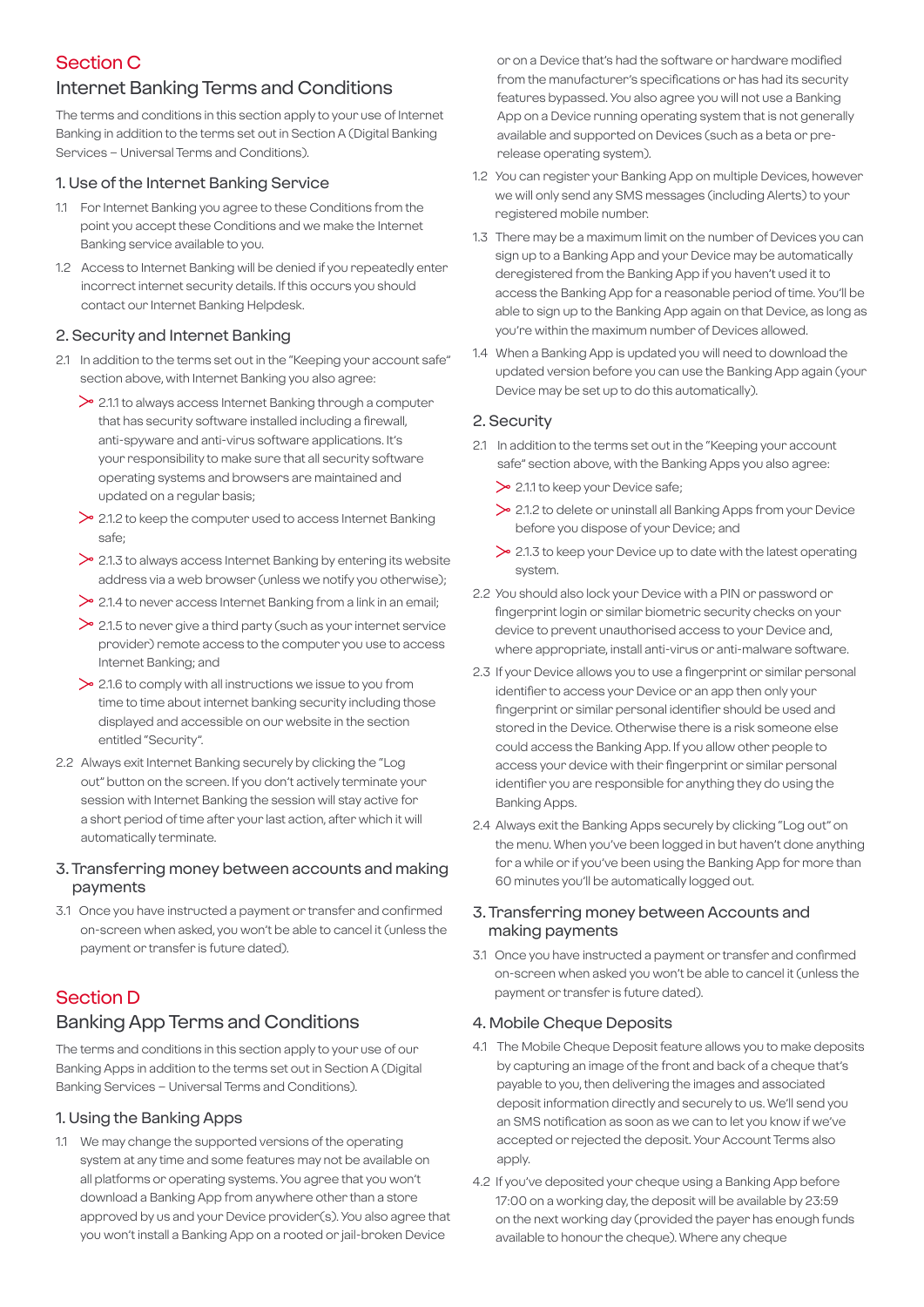## Section C

## Internet Banking Terms and Conditions

The terms and conditions in this section apply to your use of Internet Banking in addition to the terms set out in Section A (Digital Banking Services – Universal Terms and Conditions).

### 1. Use of the Internet Banking Service

1.1 For Internet Banking you agree to these Conditions from the point you accept these Conditions and we make the Internet Banking service available to you.

1.2 Access to Internet Banking will be denied if you repeatedly enter incorrect internet security details. If this occurs you should contact our Internet Banking Helpdesk.

### 2. Security and Internet Banking

2.1 In addition to the terms set out in the "Keeping your account safe" section above, with Internet Banking you also agree:

- 2.1.1 to always access Internet Banking through a computer that has security software installed including a firewall, anti-spyware and anti-virus software applications. It's your responsibility to make sure that all security software operating systems and browsers are maintained and updated on a regular basis;
- 2.1.2 to keep the computer used to access Internet Banking safe;
- 2.1.3 to always access Internet Banking by entering its website address via a web browser (unless we notify you otherwise);
- 2.1.4 to never access Internet Banking from a link in an email;
- 2.1.5 to never give a third party (such as your internet service provider) remote access to the computer you use to access Internet Banking; and
- 2.1.6 to comply with all instructions we issue to you from time to time about internet banking security including those displayed and accessible on our website in the section entitled "Security".

2.2 Always exit Internet Banking securely by clicking the "Log out" button on the screen. If you don't actively terminate your session with Internet Banking the session will stay active for a short period of time after your last action, after which it will automatically terminate.

### 3. Transferring money between accounts and making payments

3.1 Once you have instructed a payment or transfer and confirmed on-screen when asked, you won't be able to cancel it (unless the payment or transfer is future dated).

## Section D

## Banking App Terms and Conditions

The terms and conditions in this section apply to your use of our Banking Apps in addition to the terms set out in Section A (Digital Banking Services – Universal Terms and Conditions).

### 1. Using the Banking Apps

1.1 We may change the supported versions of the operating system at any time and some features may not be available on all platforms or operating systems. You agree that you won't download a Banking App from anywhere other than a store approved by us and your Device provider(s). You also agree that you won't install a Banking App on a rooted or jail-broken Device or on a Device that's had the software or hardware modified from the manufacturer's specifications or has had its security features bypassed. You also agree you will not use a Banking App on a Device running operating system that is not generally available and supported on Devices (such as a beta or pre-release operating system).

1.2 You can register your Banking App on multiple Devices, however we will only send any SMS messages (including Alerts) to your registered mobile number.

1.3 There may be a maximum limit on the number of Devices you can sign up to a Banking App and your Device may be automatically deregistered from the Banking App if you haven't used it to access the Banking App for a reasonable period of time. You'll be able to sign up to the Banking App again on that Device, as long as you're within the maximum number of Devices allowed.

1.4 When a Banking App is updated you will need to download the updated version before you can use the Banking App again (your Device may be set up to do this automatically).

### 2. Security

2.1 In addition to the terms set out in the "Keeping your account safe" section above, with the Banking Apps you also agree:

- 2.1.1 to keep your Device safe;
- 2.1.2 to delete or uninstall all Banking Apps from your Device before you dispose of your Device; and
- 2.1.3 to keep your Device up to date with the latest operating system.

2.2 You should also lock your Device with a PIN or password or fingerprint login or similar biometric security checks on your device to prevent unauthorised access to your Device and, where appropriate, install anti-virus or anti-malware software.

2.3 If your Device allows you to use a fingerprint or similar personal identifier to access your Device or an app then only your fingerprint or similar personal identifier should be used and stored in the Device. Otherwise there is a risk someone else could access the Banking App. If you allow other people to access your device with their fingerprint or similar personal identifier you are responsible for anything they do using the Banking Apps.

2.4 Always exit the Banking Apps securely by clicking "Log out" on the menu. When you've been logged in but haven't done anything for a while or if you've been using the Banking App for more than 60 minutes you'll be automatically logged out.

### 3. Transferring money between Accounts and making payments

3.1 Once you have instructed a payment or transfer and confirmed on-screen when asked you won't be able to cancel it (unless the payment or transfer is future dated).

### 4. Mobile Cheque Deposits

4.1 The Mobile Cheque Deposit feature allows you to make deposits by capturing an image of the front and back of a cheque that's payable to you, then delivering the images and associated deposit information directly and securely to us. We'll send you an SMS notification as soon as we can to let you know if we've accepted or rejected the deposit. Your Account Terms also apply.

4.2 If you've deposited your cheque using a Banking App before 17:00 on a working day, the deposit will be available by 23:59 on the next working day (provided the payer has enough funds available to honour the cheque). Where any cheque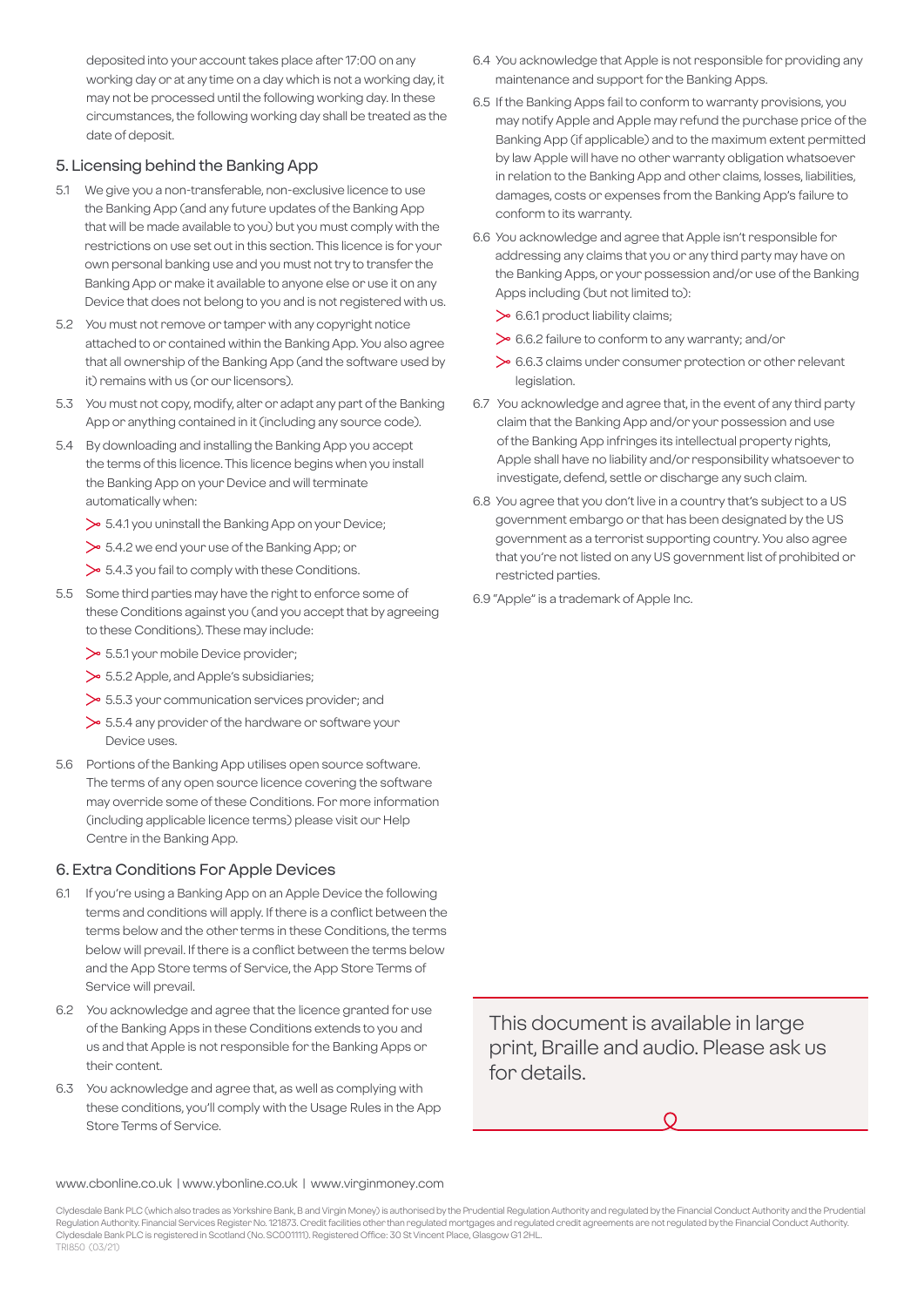deposited into your account takes place after 17:00 on any working day or at any time on a day which is not a working day, it may not be processed until the following working day. In these circumstances, the following working day shall be treated as the date of deposit.

## 5. Licensing behind the Banking App

5.1 We give you a non-transferable, non-exclusive licence to use the Banking App (and any future updates of the Banking App that will be made available to you) but you must comply with the restrictions on use set out in this section. This licence is for your own personal banking use and you must not try to transfer the Banking App or make it available to anyone else or use it on any Device that does not belong to you and is not registered with us.

5.2 You must not remove or tamper with any copyright notice attached to or contained within the Banking App. You also agree that all ownership of the Banking App (and the software used by it) remains with us (or our licensors).

5.3 You must not copy, modify, alter or adapt any part of the Banking App or anything contained in it (including any source code).

5.4 By downloading and installing the Banking App you accept the terms of this licence. This licence begins when you install the Banking App on your Device and will terminate automatically when:

- 5.4.1 you uninstall the Banking App on your Device;
- 5.4.2 we end your use of the Banking App; or
- 5.4.3 you fail to comply with these Conditions.

5.5 Some third parties may have the right to enforce some of these Conditions against you (and you accept that by agreeing to these Conditions). These may include:

- 5.5.1 your mobile Device provider;
- 5.5.2 Apple, and Apple's subsidiaries;
- 5.5.3 your communication services provider; and
- 5.5.4 any provider of the hardware or software your Device uses.

5.6 Portions of the Banking App utilises open source software. The terms of any open source licence covering the software may override some of these Conditions. For more information (including applicable licence terms) please visit our Help Centre in the Banking App.

## 6. Extra Conditions For Apple Devices

6.1 If you're using a Banking App on an Apple Device the following terms and conditions will apply. If there is a conflict between the terms below and the other terms in these Conditions, the terms below will prevail. If there is a conflict between the terms below and the App Store terms of Service, the App Store Terms of Service will prevail.

6.2 You acknowledge and agree that the licence granted for use of the Banking Apps in these Conditions extends to you and us and that Apple is not responsible for the Banking Apps or their content.

6.3 You acknowledge and agree that, as well as complying with these conditions, you'll comply with the Usage Rules in the App Store Terms of Service.

6.4 You acknowledge that Apple is not responsible for providing any maintenance and support for the Banking Apps.

6.5 If the Banking Apps fail to conform to warranty provisions, you may notify Apple and Apple may refund the purchase price of the Banking App (if applicable) and to the maximum extent permitted by law Apple will have no other warranty obligation whatsoever in relation to the Banking App and other claims, losses, liabilities, damages, costs or expenses from the Banking App's failure to conform to its warranty.

6.6 You acknowledge and agree that Apple isn't responsible for addressing any claims that you or any third party may have on the Banking Apps, or your possession and/or use of the Banking Apps including (but not limited to):

- 6.6.1 product liability claims;
- 6.6.2 failure to conform to any warranty; and/or
- 6.6.3 claims under consumer protection or other relevant legislation.

6.7 You acknowledge and agree that, in the event of any third party claim that the Banking App and/or your possession and use of the Banking App infringes its intellectual property rights, Apple shall have no liability and/or responsibility whatsoever to investigate, defend, settle or discharge any such claim.

6.8 You agree that you don't live in a country that's subject to a US government embargo or that has been designated by the US government as a terrorist supporting country. You also agree that you're not listed on any US government list of prohibited or restricted parties.

6.9 "Apple" is a trademark of Apple Inc.

This document is available in large print, Braille and audio. Please ask us for details.

www.cbonline.co.uk | www.ybonline.co.uk | www.virginmoney.com

Clydesdale Bank PLC (which also trades as Yorkshire Bank, B and Virgin Money) is authorised by the Prudential Regulation Authority and regulated by the Financial Conduct Authority and the Prudential Regulation Authority. Financial Services Register No. 121873. Credit facilities other than regulated mortgages and regulated credit agreements are not regulated by the Financial Conduct Authority. Clydesdale Bank PLC is registered in Scotland (No. SC001111). Registered Office: 30 St Vincent Place, Glasgow G1 2HL.
TRI850 (03/21)